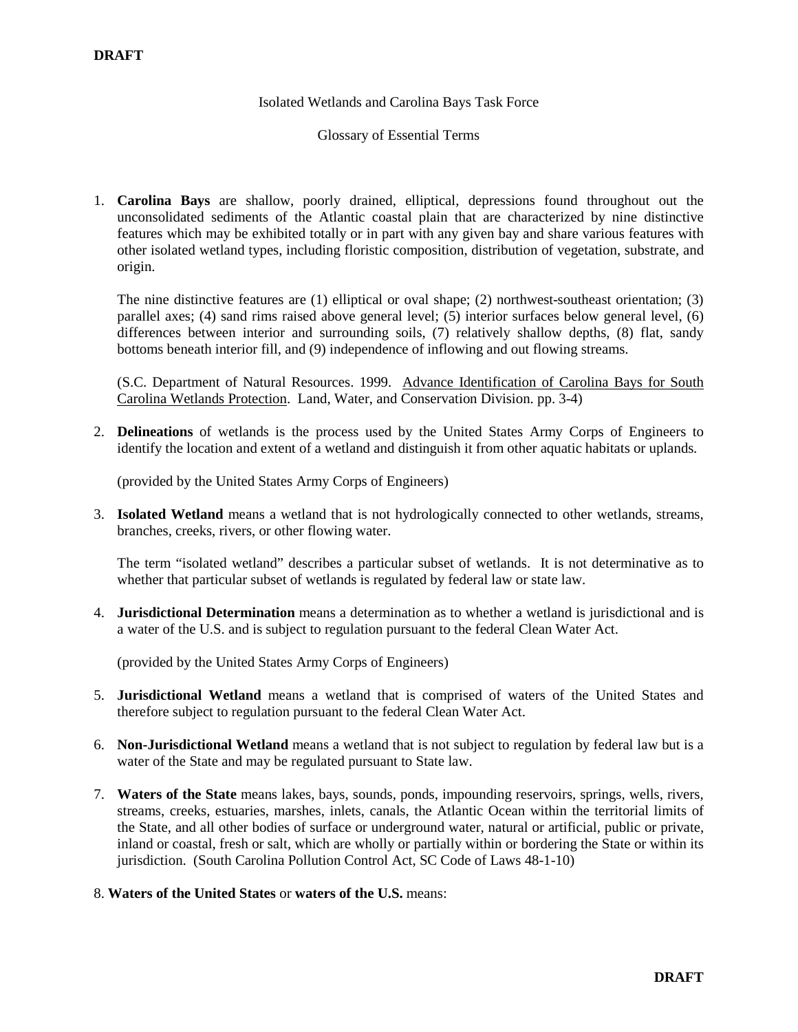**DRAFT**

Isolated Wetlands and Carolina Bays Task Force

Glossary of Essential Terms

1. **Carolina Bays** are shallow, poorly drained, elliptical, depressions found throughout out the unconsolidated sediments of the Atlantic coastal plain that are characterized by nine distinctive features which may be exhibited totally or in part with any given bay and share various features with other isolated wetland types, including floristic composition, distribution of vegetation, substrate, and origin.

   The nine distinctive features are (1) elliptical or oval shape; (2) northwest-southeast orientation; (3) parallel axes; (4) sand rims raised above general level; (5) interior surfaces below general level, (6) differences between interior and surrounding soils, (7) relatively shallow depths, (8) flat, sandy bottoms beneath interior fill, and (9) independence of inflowing and out flowing streams.

   (S.C. Department of Natural Resources. 1999. Advance Identification of Carolina Bays for South Carolina Wetlands Protection. Land, Water, and Conservation Division. pp. 3-4)

2. **Delineations** of wetlands is the process used by the United States Army Corps of Engineers to identify the location and extent of a wetland and distinguish it from other aquatic habitats or uplands.

   (provided by the United States Army Corps of Engineers)

3. **Isolated Wetland** means a wetland that is not hydrologically connected to other wetlands, streams, branches, creeks, rivers, or other flowing water.

   The term "isolated wetland" describes a particular subset of wetlands. It is not determinative as to whether that particular subset of wetlands is regulated by federal law or state law.

4. **Jurisdictional Determination** means a determination as to whether a wetland is jurisdictional and is a water of the U.S. and is subject to regulation pursuant to the federal Clean Water Act.

   (provided by the United States Army Corps of Engineers)

5. **Jurisdictional Wetland** means a wetland that is comprised of waters of the United States and therefore subject to regulation pursuant to the federal Clean Water Act.

6. **Non-Jurisdictional Wetland** means a wetland that is not subject to regulation by federal law but is a water of the State and may be regulated pursuant to State law.

7. **Waters of the State** means lakes, bays, sounds, ponds, impounding reservoirs, springs, wells, rivers, streams, creeks, estuaries, marshes, inlets, canals, the Atlantic Ocean within the territorial limits of the State, and all other bodies of surface or underground water, natural or artificial, public or private, inland or coastal, fresh or salt, which are wholly or partially within or bordering the State or within its jurisdiction. (South Carolina Pollution Control Act, SC Code of Laws 48-1-10)

8. **Waters of the United States** or **waters of the U.S.** means:

**DRAFT**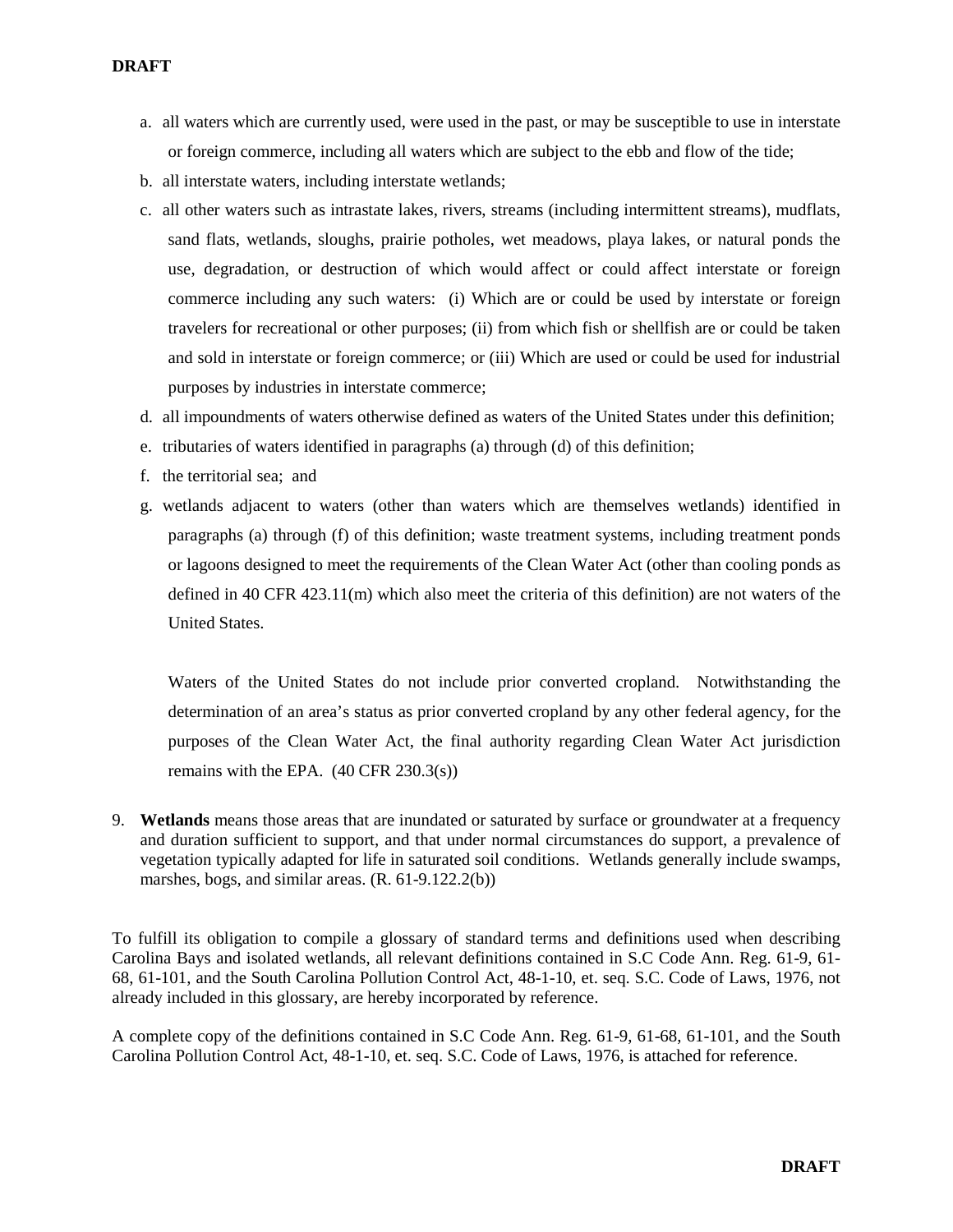a. all waters which are currently used, were used in the past, or may be susceptible to use in interstate or foreign commerce, including all waters which are subject to the ebb and flow of the tide;
b. all interstate waters, including interstate wetlands;
c. all other waters such as intrastate lakes, rivers, streams (including intermittent streams), mudflats, sand flats, wetlands, sloughs, prairie potholes, wet meadows, playa lakes, or natural ponds the use, degradation, or destruction of which would affect or could affect interstate or foreign commerce including any such waters: (i) Which are or could be used by interstate or foreign travelers for recreational or other purposes; (ii) from which fish or shellfish are or could be taken and sold in interstate or foreign commerce; or (iii) Which are used or could be used for industrial purposes by industries in interstate commerce;
d. all impoundments of waters otherwise defined as waters of the United States under this definition;
e. tributaries of waters identified in paragraphs (a) through (d) of this definition;
f. the territorial sea; and
g. wetlands adjacent to waters (other than waters which are themselves wetlands) identified in paragraphs (a) through (f) of this definition; waste treatment systems, including treatment ponds or lagoons designed to meet the requirements of the Clean Water Act (other than cooling ponds as defined in 40 CFR 423.11(m) which also meet the criteria of this definition) are not waters of the United States.

   Waters of the United States do not include prior converted cropland. Notwithstanding the determination of an area's status as prior converted cropland by any other federal agency, for the purposes of the Clean Water Act, the final authority regarding Clean Water Act jurisdiction remains with the EPA. (40 CFR 230.3(s))

9. **Wetlands** means those areas that are inundated or saturated by surface or groundwater at a frequency and duration sufficient to support, and that under normal circumstances do support, a prevalence of vegetation typically adapted for life in saturated soil conditions. Wetlands generally include swamps, marshes, bogs, and similar areas. (R. 61-9.122.2(b))

To fulfill its obligation to compile a glossary of standard terms and definitions used when describing Carolina Bays and isolated wetlands, all relevant definitions contained in S.C Code Ann. Reg. 61-9, 61-68, 61-101, and the South Carolina Pollution Control Act, 48-1-10, et. seq. S.C. Code of Laws, 1976, not already included in this glossary, are hereby incorporated by reference.

A complete copy of the definitions contained in S.C Code Ann. Reg. 61-9, 61-68, 61-101, and the South Carolina Pollution Control Act, 48-1-10, et. seq. S.C. Code of Laws, 1976, is attached for reference.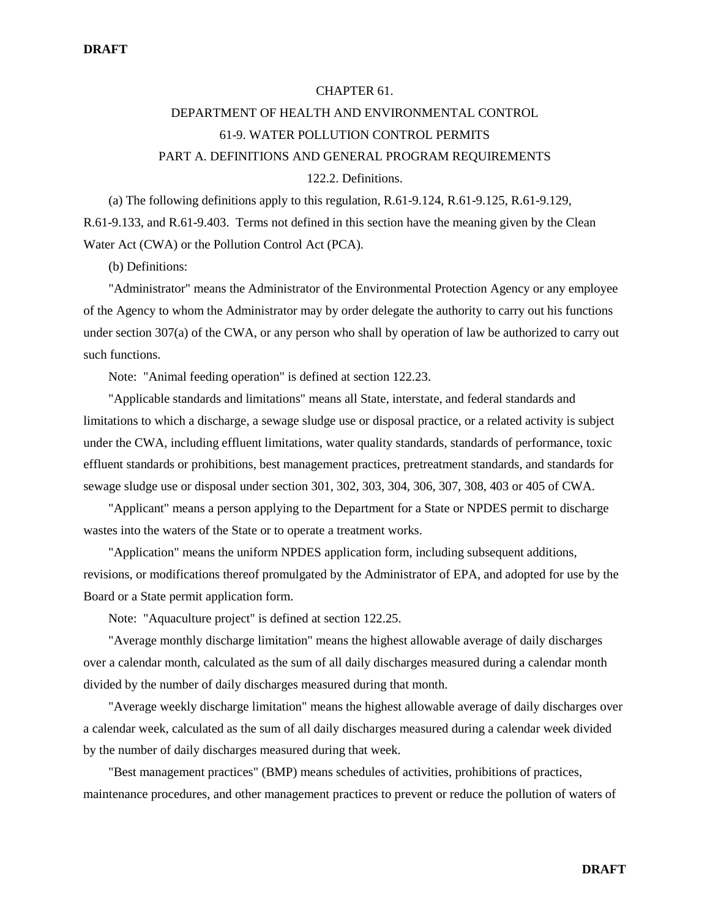CHAPTER 61.

DEPARTMENT OF HEALTH AND ENVIRONMENTAL CONTROL

61-9. WATER POLLUTION CONTROL PERMITS

PART A. DEFINITIONS AND GENERAL PROGRAM REQUIREMENTS

122.2. Definitions.

(a) The following definitions apply to this regulation, R.61-9.124, R.61-9.125, R.61-9.129, R.61-9.133, and R.61-9.403. Terms not defined in this section have the meaning given by the Clean Water Act (CWA) or the Pollution Control Act (PCA).

(b) Definitions:

"Administrator" means the Administrator of the Environmental Protection Agency or any employee of the Agency to whom the Administrator may by order delegate the authority to carry out his functions under section 307(a) of the CWA, or any person who shall by operation of law be authorized to carry out such functions.

Note: "Animal feeding operation" is defined at section 122.23.

"Applicable standards and limitations" means all State, interstate, and federal standards and limitations to which a discharge, a sewage sludge use or disposal practice, or a related activity is subject under the CWA, including effluent limitations, water quality standards, standards of performance, toxic effluent standards or prohibitions, best management practices, pretreatment standards, and standards for sewage sludge use or disposal under section 301, 302, 303, 304, 306, 307, 308, 403 or 405 of CWA.

"Applicant" means a person applying to the Department for a State or NPDES permit to discharge wastes into the waters of the State or to operate a treatment works.

"Application" means the uniform NPDES application form, including subsequent additions, revisions, or modifications thereof promulgated by the Administrator of EPA, and adopted for use by the Board or a State permit application form.

Note: "Aquaculture project" is defined at section 122.25.

"Average monthly discharge limitation" means the highest allowable average of daily discharges over a calendar month, calculated as the sum of all daily discharges measured during a calendar month divided by the number of daily discharges measured during that month.

"Average weekly discharge limitation" means the highest allowable average of daily discharges over a calendar week, calculated as the sum of all daily discharges measured during a calendar week divided by the number of daily discharges measured during that week.

"Best management practices" (BMP) means schedules of activities, prohibitions of practices, maintenance procedures, and other management practices to prevent or reduce the pollution of waters of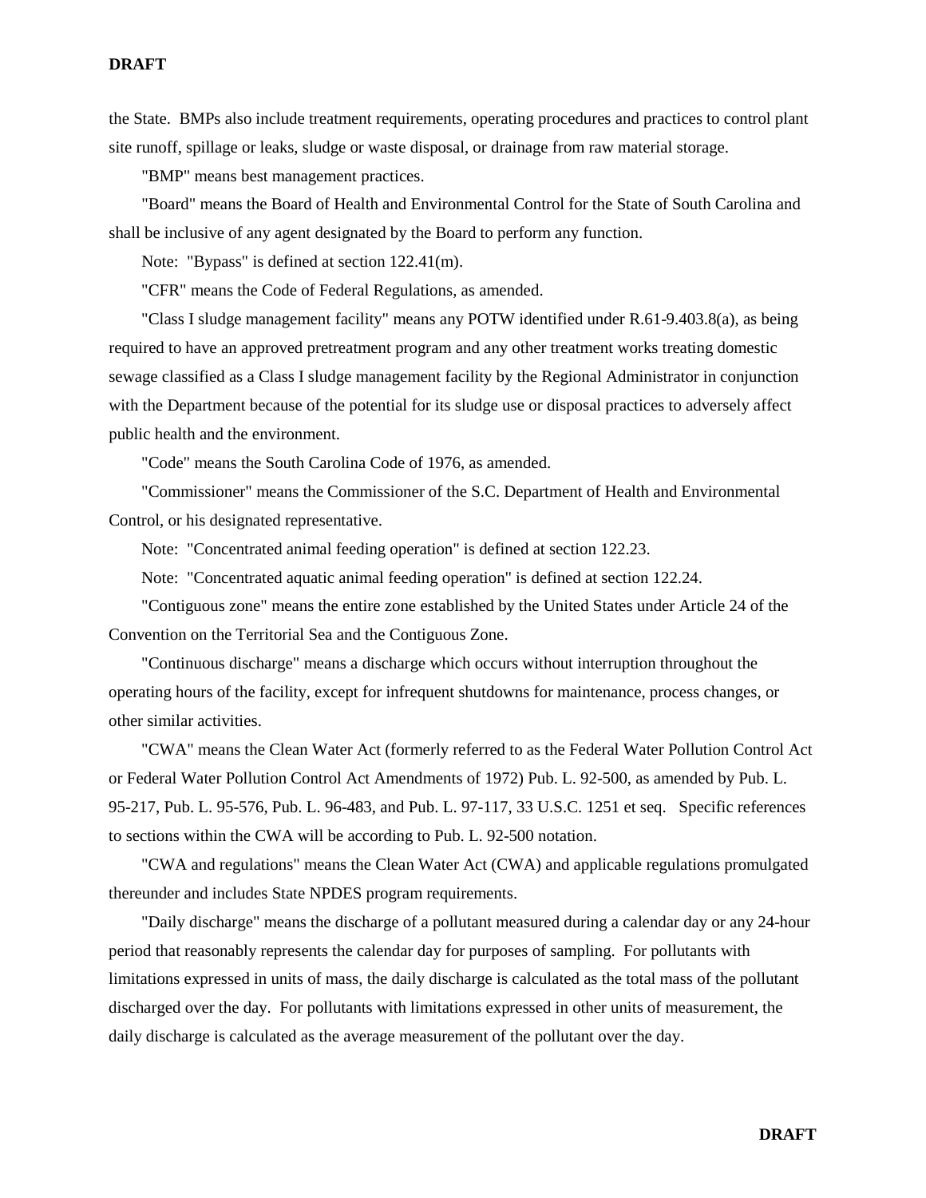the State. BMPs also include treatment requirements, operating procedures and practices to control plant site runoff, spillage or leaks, sludge or waste disposal, or drainage from raw material storage.

"BMP" means best management practices.

"Board" means the Board of Health and Environmental Control for the State of South Carolina and shall be inclusive of any agent designated by the Board to perform any function.

Note: "Bypass" is defined at section 122.41(m).

"CFR" means the Code of Federal Regulations, as amended.

"Class I sludge management facility" means any POTW identified under R.61-9.403.8(a), as being required to have an approved pretreatment program and any other treatment works treating domestic sewage classified as a Class I sludge management facility by the Regional Administrator in conjunction with the Department because of the potential for its sludge use or disposal practices to adversely affect public health and the environment.

"Code" means the South Carolina Code of 1976, as amended.

"Commissioner" means the Commissioner of the S.C. Department of Health and Environmental Control, or his designated representative.

Note: "Concentrated animal feeding operation" is defined at section 122.23.

Note: "Concentrated aquatic animal feeding operation" is defined at section 122.24.

"Contiguous zone" means the entire zone established by the United States under Article 24 of the Convention on the Territorial Sea and the Contiguous Zone.

"Continuous discharge" means a discharge which occurs without interruption throughout the operating hours of the facility, except for infrequent shutdowns for maintenance, process changes, or other similar activities.

"CWA" means the Clean Water Act (formerly referred to as the Federal Water Pollution Control Act or Federal Water Pollution Control Act Amendments of 1972) Pub. L. 92-500, as amended by Pub. L. 95-217, Pub. L. 95-576, Pub. L. 96-483, and Pub. L. 97-117, 33 U.S.C. 1251 et seq. Specific references to sections within the CWA will be according to Pub. L. 92-500 notation.

"CWA and regulations" means the Clean Water Act (CWA) and applicable regulations promulgated thereunder and includes State NPDES program requirements.

"Daily discharge" means the discharge of a pollutant measured during a calendar day or any 24-hour period that reasonably represents the calendar day for purposes of sampling. For pollutants with limitations expressed in units of mass, the daily discharge is calculated as the total mass of the pollutant discharged over the day. For pollutants with limitations expressed in other units of measurement, the daily discharge is calculated as the average measurement of the pollutant over the day.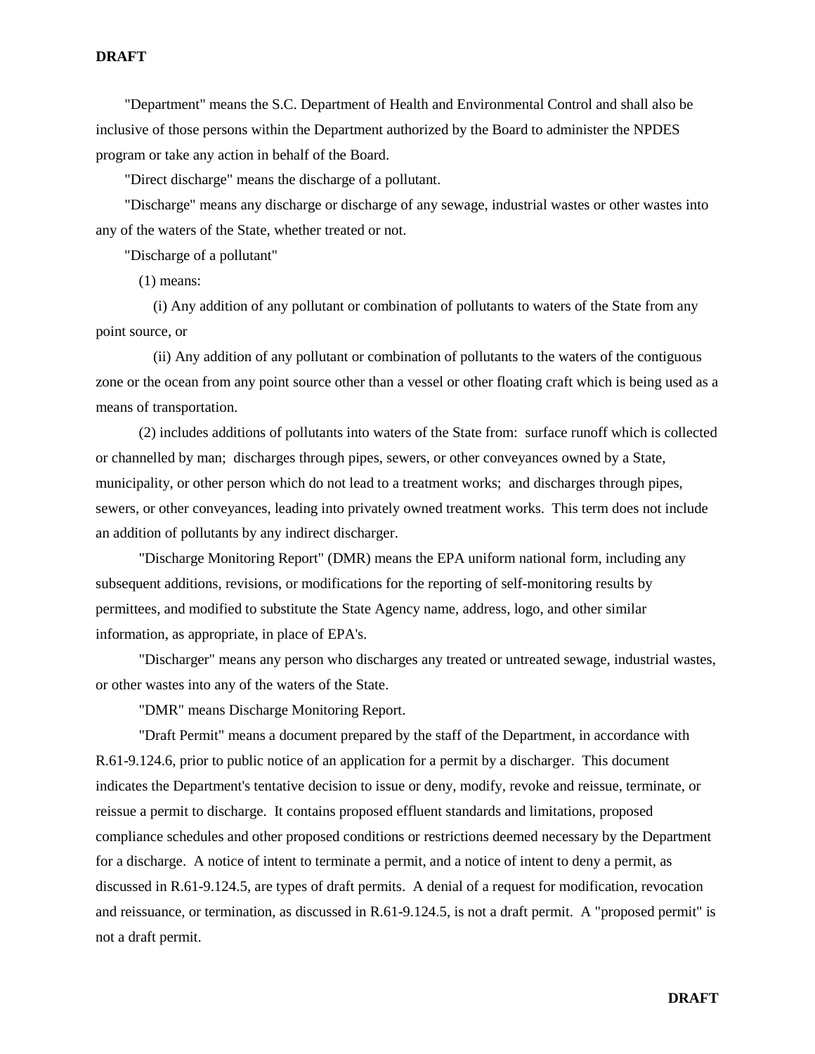"Department" means the S.C. Department of Health and Environmental Control and shall also be inclusive of those persons within the Department authorized by the Board to administer the NPDES program or take any action in behalf of the Board.

"Direct discharge" means the discharge of a pollutant.

"Discharge" means any discharge or discharge of any sewage, industrial wastes or other wastes into any of the waters of the State, whether treated or not.

"Discharge of a pollutant"

(1) means:

(i) Any addition of any pollutant or combination of pollutants to waters of the State from any point source, or

(ii) Any addition of any pollutant or combination of pollutants to the waters of the contiguous zone or the ocean from any point source other than a vessel or other floating craft which is being used as a means of transportation.

(2) includes additions of pollutants into waters of the State from: surface runoff which is collected or channelled by man; discharges through pipes, sewers, or other conveyances owned by a State, municipality, or other person which do not lead to a treatment works; and discharges through pipes, sewers, or other conveyances, leading into privately owned treatment works. This term does not include an addition of pollutants by any indirect discharger.

"Discharge Monitoring Report" (DMR) means the EPA uniform national form, including any subsequent additions, revisions, or modifications for the reporting of self-monitoring results by permittees, and modified to substitute the State Agency name, address, logo, and other similar information, as appropriate, in place of EPA's.

"Discharger" means any person who discharges any treated or untreated sewage, industrial wastes, or other wastes into any of the waters of the State.

"DMR" means Discharge Monitoring Report.

"Draft Permit" means a document prepared by the staff of the Department, in accordance with R.61-9.124.6, prior to public notice of an application for a permit by a discharger. This document indicates the Department's tentative decision to issue or deny, modify, revoke and reissue, terminate, or reissue a permit to discharge. It contains proposed effluent standards and limitations, proposed compliance schedules and other proposed conditions or restrictions deemed necessary by the Department for a discharge. A notice of intent to terminate a permit, and a notice of intent to deny a permit, as discussed in R.61-9.124.5, are types of draft permits. A denial of a request for modification, revocation and reissuance, or termination, as discussed in R.61-9.124.5, is not a draft permit. A "proposed permit" is not a draft permit.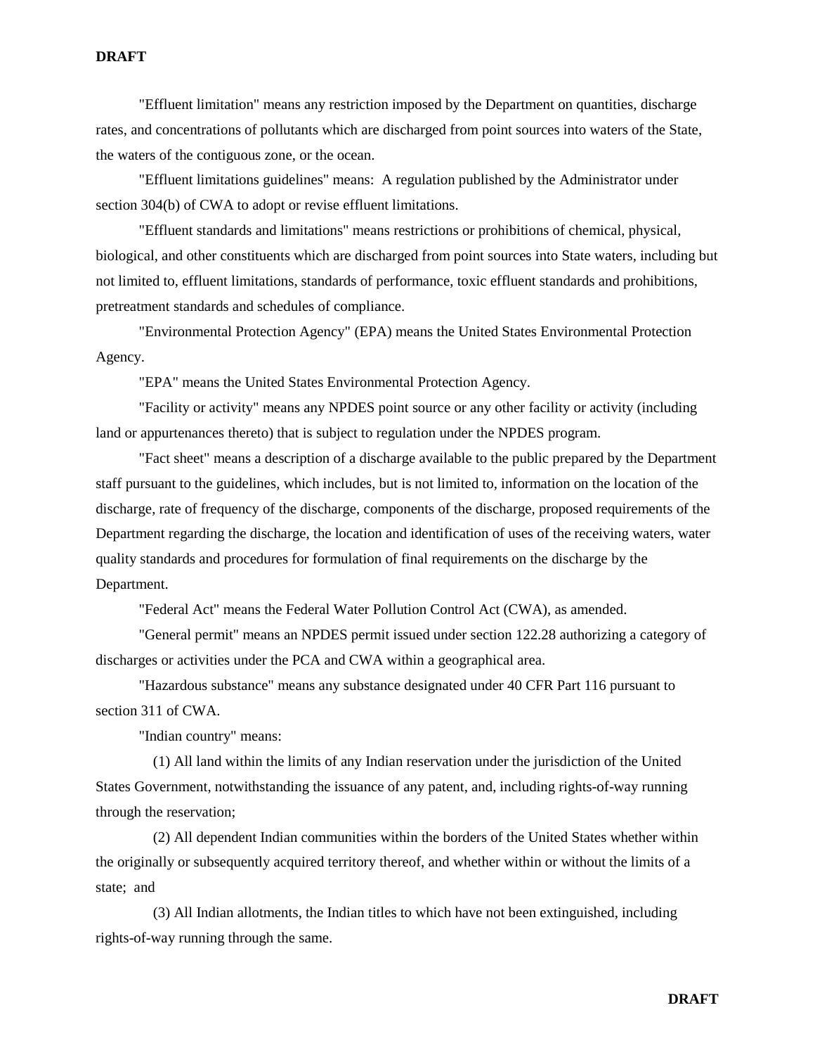"Effluent limitation" means any restriction imposed by the Department on quantities, discharge rates, and concentrations of pollutants which are discharged from point sources into waters of the State, the waters of the contiguous zone, or the ocean.

"Effluent limitations guidelines" means: A regulation published by the Administrator under section 304(b) of CWA to adopt or revise effluent limitations.

"Effluent standards and limitations" means restrictions or prohibitions of chemical, physical, biological, and other constituents which are discharged from point sources into State waters, including but not limited to, effluent limitations, standards of performance, toxic effluent standards and prohibitions, pretreatment standards and schedules of compliance.

"Environmental Protection Agency" (EPA) means the United States Environmental Protection Agency.

"EPA" means the United States Environmental Protection Agency.

"Facility or activity" means any NPDES point source or any other facility or activity (including land or appurtenances thereto) that is subject to regulation under the NPDES program.

"Fact sheet" means a description of a discharge available to the public prepared by the Department staff pursuant to the guidelines, which includes, but is not limited to, information on the location of the discharge, rate of frequency of the discharge, components of the discharge, proposed requirements of the Department regarding the discharge, the location and identification of uses of the receiving waters, water quality standards and procedures for formulation of final requirements on the discharge by the Department.

"Federal Act" means the Federal Water Pollution Control Act (CWA), as amended.

"General permit" means an NPDES permit issued under section 122.28 authorizing a category of discharges or activities under the PCA and CWA within a geographical area.

"Hazardous substance" means any substance designated under 40 CFR Part 116 pursuant to section 311 of CWA.

"Indian country" means:

(1) All land within the limits of any Indian reservation under the jurisdiction of the United States Government, notwithstanding the issuance of any patent, and, including rights-of-way running through the reservation;

(2) All dependent Indian communities within the borders of the United States whether within the originally or subsequently acquired territory thereof, and whether within or without the limits of a state; and

(3) All Indian allotments, the Indian titles to which have not been extinguished, including rights-of-way running through the same.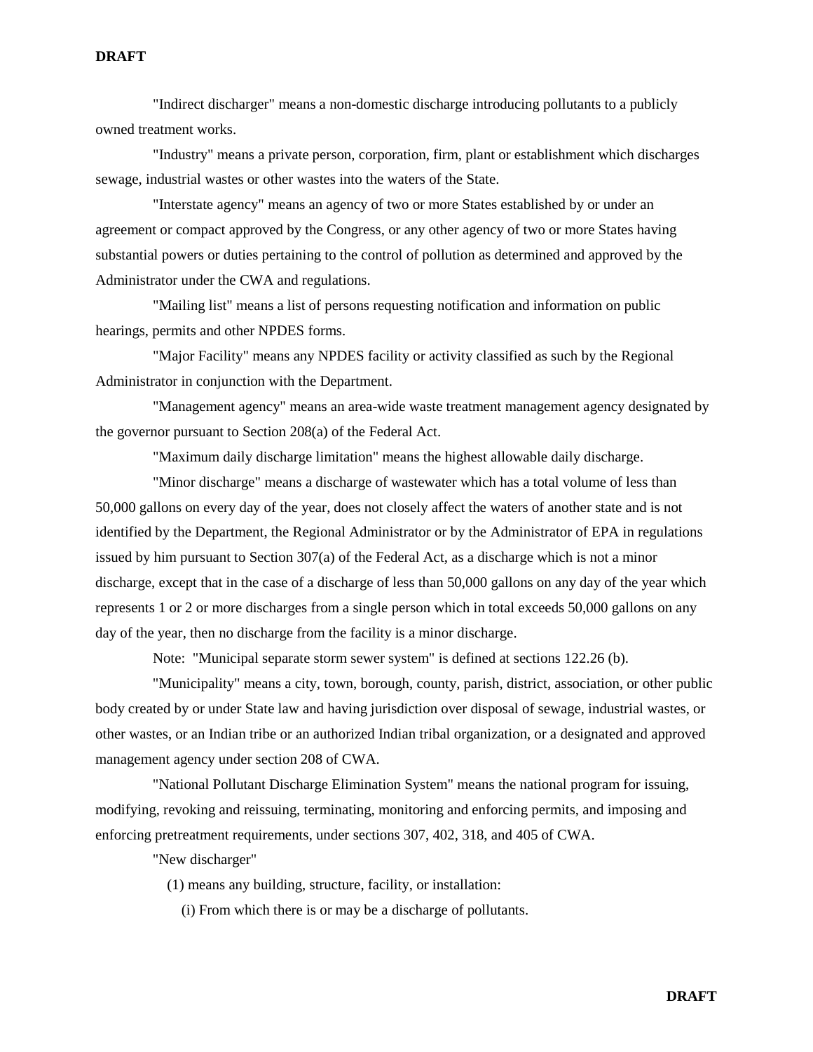"Indirect discharger" means a non-domestic discharge introducing pollutants to a publicly owned treatment works.

"Industry" means a private person, corporation, firm, plant or establishment which discharges sewage, industrial wastes or other wastes into the waters of the State.

"Interstate agency" means an agency of two or more States established by or under an agreement or compact approved by the Congress, or any other agency of two or more States having substantial powers or duties pertaining to the control of pollution as determined and approved by the Administrator under the CWA and regulations.

"Mailing list" means a list of persons requesting notification and information on public hearings, permits and other NPDES forms.

"Major Facility" means any NPDES facility or activity classified as such by the Regional Administrator in conjunction with the Department.

"Management agency" means an area-wide waste treatment management agency designated by the governor pursuant to Section 208(a) of the Federal Act.

"Maximum daily discharge limitation" means the highest allowable daily discharge.

"Minor discharge" means a discharge of wastewater which has a total volume of less than 50,000 gallons on every day of the year, does not closely affect the waters of another state and is not identified by the Department, the Regional Administrator or by the Administrator of EPA in regulations issued by him pursuant to Section 307(a) of the Federal Act, as a discharge which is not a minor discharge, except that in the case of a discharge of less than 50,000 gallons on any day of the year which represents 1 or 2 or more discharges from a single person which in total exceeds 50,000 gallons on any day of the year, then no discharge from the facility is a minor discharge.

Note: "Municipal separate storm sewer system" is defined at sections 122.26 (b).

"Municipality" means a city, town, borough, county, parish, district, association, or other public body created by or under State law and having jurisdiction over disposal of sewage, industrial wastes, or other wastes, or an Indian tribe or an authorized Indian tribal organization, or a designated and approved management agency under section 208 of CWA.

"National Pollutant Discharge Elimination System" means the national program for issuing, modifying, revoking and reissuing, terminating, monitoring and enforcing permits, and imposing and enforcing pretreatment requirements, under sections 307, 402, 318, and 405 of CWA.

"New discharger"

(1) means any building, structure, facility, or installation:

(i) From which there is or may be a discharge of pollutants.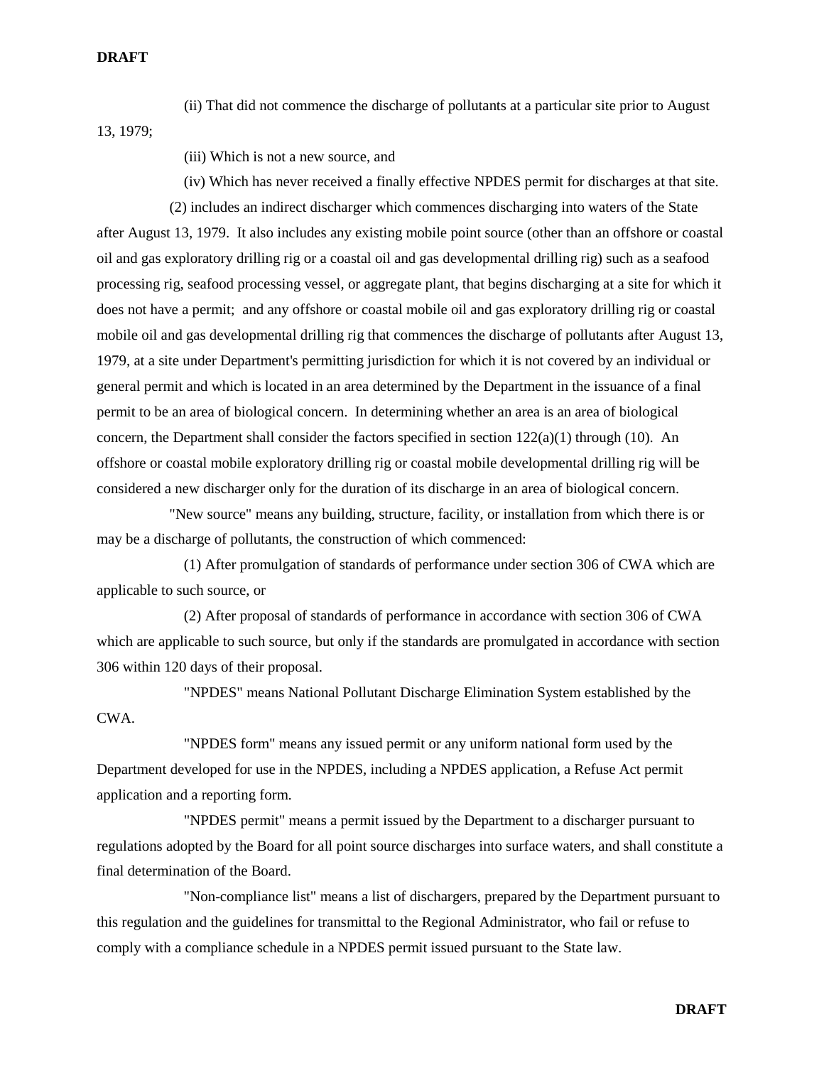(ii) That did not commence the discharge of pollutants at a particular site prior to August 13, 1979;

(iii) Which is not a new source, and

(iv) Which has never received a finally effective NPDES permit for discharges at that site.

(2) includes an indirect discharger which commences discharging into waters of the State after August 13, 1979. It also includes any existing mobile point source (other than an offshore or coastal oil and gas exploratory drilling rig or a coastal oil and gas developmental drilling rig) such as a seafood processing rig, seafood processing vessel, or aggregate plant, that begins discharging at a site for which it does not have a permit; and any offshore or coastal mobile oil and gas exploratory drilling rig or coastal mobile oil and gas developmental drilling rig that commences the discharge of pollutants after August 13, 1979, at a site under Department's permitting jurisdiction for which it is not covered by an individual or general permit and which is located in an area determined by the Department in the issuance of a final permit to be an area of biological concern. In determining whether an area is an area of biological concern, the Department shall consider the factors specified in section 122(a)(1) through (10). An offshore or coastal mobile exploratory drilling rig or coastal mobile developmental drilling rig will be considered a new discharger only for the duration of its discharge in an area of biological concern.

"New source" means any building, structure, facility, or installation from which there is or may be a discharge of pollutants, the construction of which commenced:

(1) After promulgation of standards of performance under section 306 of CWA which are applicable to such source, or

(2) After proposal of standards of performance in accordance with section 306 of CWA which are applicable to such source, but only if the standards are promulgated in accordance with section 306 within 120 days of their proposal.

"NPDES" means National Pollutant Discharge Elimination System established by the CWA.

"NPDES form" means any issued permit or any uniform national form used by the Department developed for use in the NPDES, including a NPDES application, a Refuse Act permit application and a reporting form.

"NPDES permit" means a permit issued by the Department to a discharger pursuant to regulations adopted by the Board for all point source discharges into surface waters, and shall constitute a final determination of the Board.

"Non-compliance list" means a list of dischargers, prepared by the Department pursuant to this regulation and the guidelines for transmittal to the Regional Administrator, who fail or refuse to comply with a compliance schedule in a NPDES permit issued pursuant to the State law.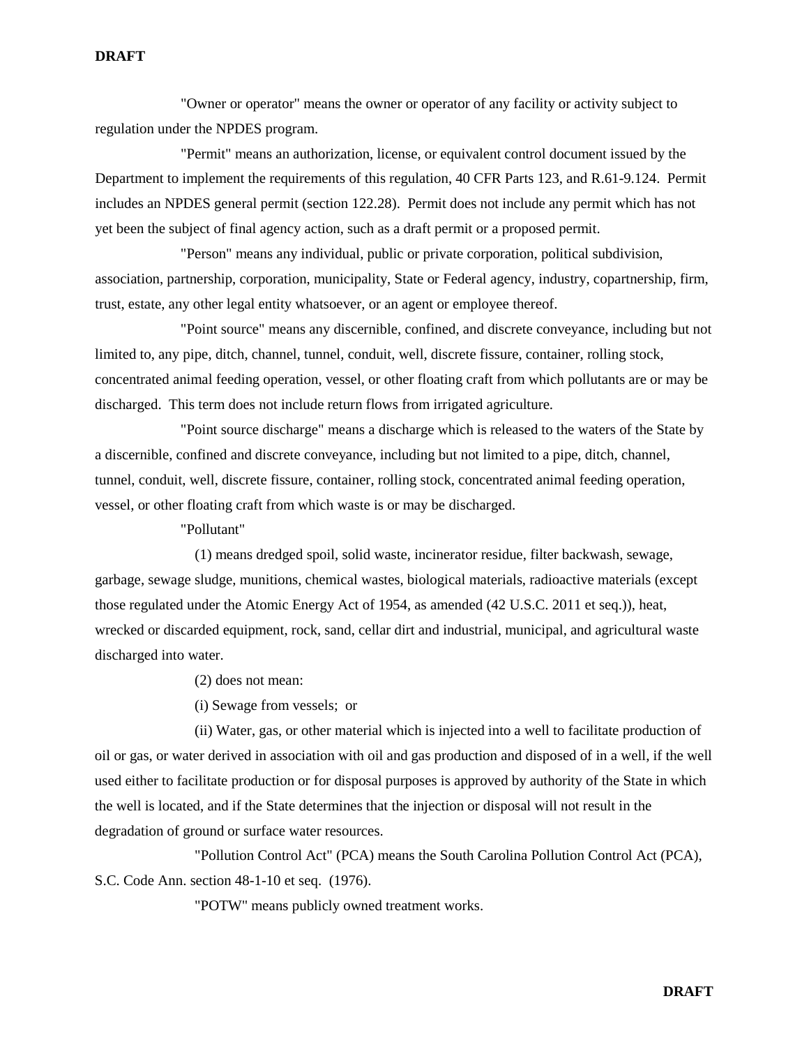"Owner or operator" means the owner or operator of any facility or activity subject to regulation under the NPDES program.

"Permit" means an authorization, license, or equivalent control document issued by the Department to implement the requirements of this regulation, 40 CFR Parts 123, and R.61-9.124. Permit includes an NPDES general permit (section 122.28). Permit does not include any permit which has not yet been the subject of final agency action, such as a draft permit or a proposed permit.

"Person" means any individual, public or private corporation, political subdivision, association, partnership, corporation, municipality, State or Federal agency, industry, copartnership, firm, trust, estate, any other legal entity whatsoever, or an agent or employee thereof.

"Point source" means any discernible, confined, and discrete conveyance, including but not limited to, any pipe, ditch, channel, tunnel, conduit, well, discrete fissure, container, rolling stock, concentrated animal feeding operation, vessel, or other floating craft from which pollutants are or may be discharged. This term does not include return flows from irrigated agriculture.

"Point source discharge" means a discharge which is released to the waters of the State by a discernible, confined and discrete conveyance, including but not limited to a pipe, ditch, channel, tunnel, conduit, well, discrete fissure, container, rolling stock, concentrated animal feeding operation, vessel, or other floating craft from which waste is or may be discharged.

"Pollutant"

(1) means dredged spoil, solid waste, incinerator residue, filter backwash, sewage, garbage, sewage sludge, munitions, chemical wastes, biological materials, radioactive materials (except those regulated under the Atomic Energy Act of 1954, as amended (42 U.S.C. 2011 et seq.)), heat, wrecked or discarded equipment, rock, sand, cellar dirt and industrial, municipal, and agricultural waste discharged into water.

(2) does not mean:

(i) Sewage from vessels; or

(ii) Water, gas, or other material which is injected into a well to facilitate production of oil or gas, or water derived in association with oil and gas production and disposed of in a well, if the well used either to facilitate production or for disposal purposes is approved by authority of the State in which the well is located, and if the State determines that the injection or disposal will not result in the degradation of ground or surface water resources.

"Pollution Control Act" (PCA) means the South Carolina Pollution Control Act (PCA), S.C. Code Ann. section 48-1-10 et seq. (1976).

"POTW" means publicly owned treatment works.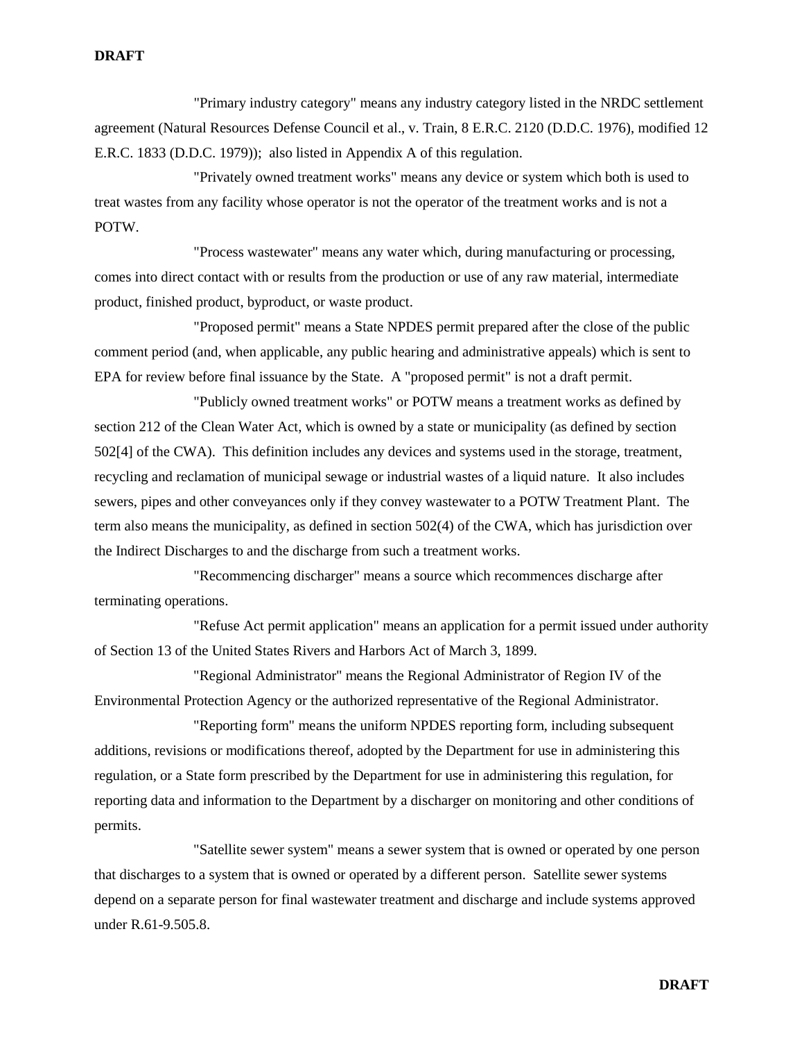"Primary industry category" means any industry category listed in the NRDC settlement agreement (Natural Resources Defense Council et al., v. Train, 8 E.R.C. 2120 (D.D.C. 1976), modified 12 E.R.C. 1833 (D.D.C. 1979)); also listed in Appendix A of this regulation.

"Privately owned treatment works" means any device or system which both is used to treat wastes from any facility whose operator is not the operator of the treatment works and is not a POTW.

"Process wastewater" means any water which, during manufacturing or processing, comes into direct contact with or results from the production or use of any raw material, intermediate product, finished product, byproduct, or waste product.

"Proposed permit" means a State NPDES permit prepared after the close of the public comment period (and, when applicable, any public hearing and administrative appeals) which is sent to EPA for review before final issuance by the State. A "proposed permit" is not a draft permit.

"Publicly owned treatment works" or POTW means a treatment works as defined by section 212 of the Clean Water Act, which is owned by a state or municipality (as defined by section 502[4] of the CWA). This definition includes any devices and systems used in the storage, treatment, recycling and reclamation of municipal sewage or industrial wastes of a liquid nature. It also includes sewers, pipes and other conveyances only if they convey wastewater to a POTW Treatment Plant. The term also means the municipality, as defined in section 502(4) of the CWA, which has jurisdiction over the Indirect Discharges to and the discharge from such a treatment works.

"Recommencing discharger" means a source which recommences discharge after terminating operations.

"Refuse Act permit application" means an application for a permit issued under authority of Section 13 of the United States Rivers and Harbors Act of March 3, 1899.

"Regional Administrator" means the Regional Administrator of Region IV of the Environmental Protection Agency or the authorized representative of the Regional Administrator.

"Reporting form" means the uniform NPDES reporting form, including subsequent additions, revisions or modifications thereof, adopted by the Department for use in administering this regulation, or a State form prescribed by the Department for use in administering this regulation, for reporting data and information to the Department by a discharger on monitoring and other conditions of permits.

"Satellite sewer system" means a sewer system that is owned or operated by one person that discharges to a system that is owned or operated by a different person. Satellite sewer systems depend on a separate person for final wastewater treatment and discharge and include systems approved under R.61-9.505.8.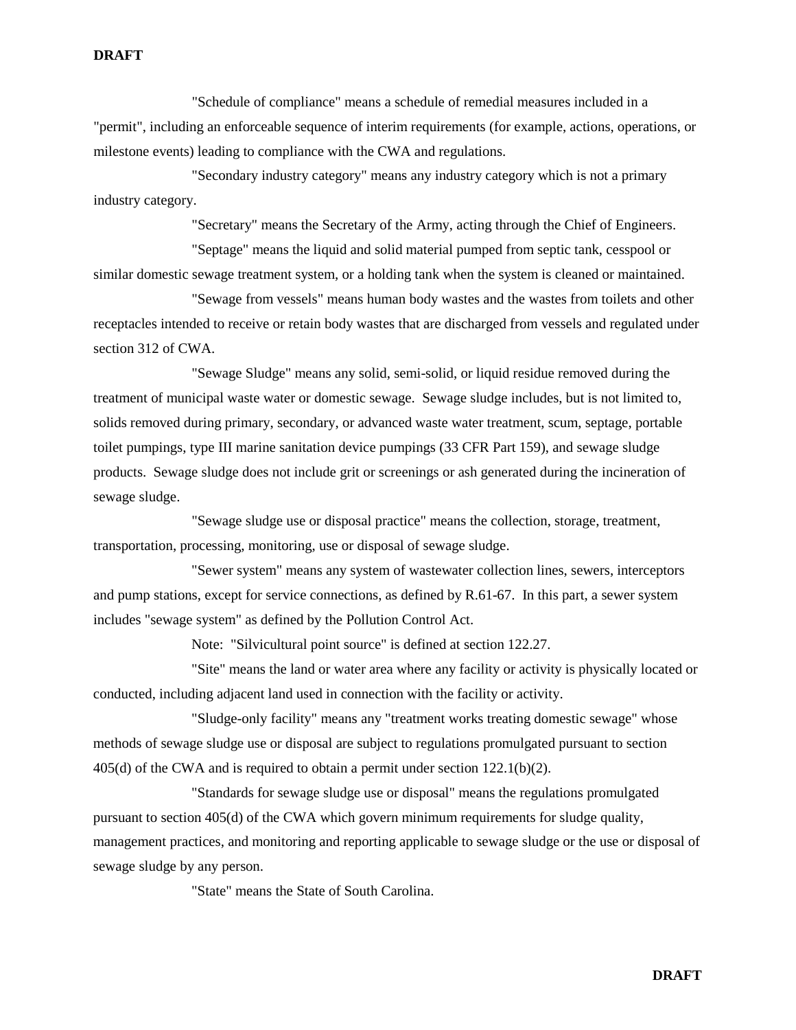"Schedule of compliance" means a schedule of remedial measures included in a "permit", including an enforceable sequence of interim requirements (for example, actions, operations, or milestone events) leading to compliance with the CWA and regulations.

"Secondary industry category" means any industry category which is not a primary industry category.

"Secretary" means the Secretary of the Army, acting through the Chief of Engineers.

"Septage" means the liquid and solid material pumped from septic tank, cesspool or similar domestic sewage treatment system, or a holding tank when the system is cleaned or maintained.

"Sewage from vessels" means human body wastes and the wastes from toilets and other receptacles intended to receive or retain body wastes that are discharged from vessels and regulated under section 312 of CWA.

"Sewage Sludge" means any solid, semi-solid, or liquid residue removed during the treatment of municipal waste water or domestic sewage. Sewage sludge includes, but is not limited to, solids removed during primary, secondary, or advanced waste water treatment, scum, septage, portable toilet pumpings, type III marine sanitation device pumpings (33 CFR Part 159), and sewage sludge products. Sewage sludge does not include grit or screenings or ash generated during the incineration of sewage sludge.

"Sewage sludge use or disposal practice" means the collection, storage, treatment, transportation, processing, monitoring, use or disposal of sewage sludge.

"Sewer system" means any system of wastewater collection lines, sewers, interceptors and pump stations, except for service connections, as defined by R.61-67. In this part, a sewer system includes "sewage system" as defined by the Pollution Control Act.

Note: "Silvicultural point source" is defined at section 122.27.

"Site" means the land or water area where any facility or activity is physically located or conducted, including adjacent land used in connection with the facility or activity.

"Sludge-only facility" means any "treatment works treating domestic sewage" whose methods of sewage sludge use or disposal are subject to regulations promulgated pursuant to section 405(d) of the CWA and is required to obtain a permit under section 122.1(b)(2).

"Standards for sewage sludge use or disposal" means the regulations promulgated pursuant to section 405(d) of the CWA which govern minimum requirements for sludge quality, management practices, and monitoring and reporting applicable to sewage sludge or the use or disposal of sewage sludge by any person.

"State" means the State of South Carolina.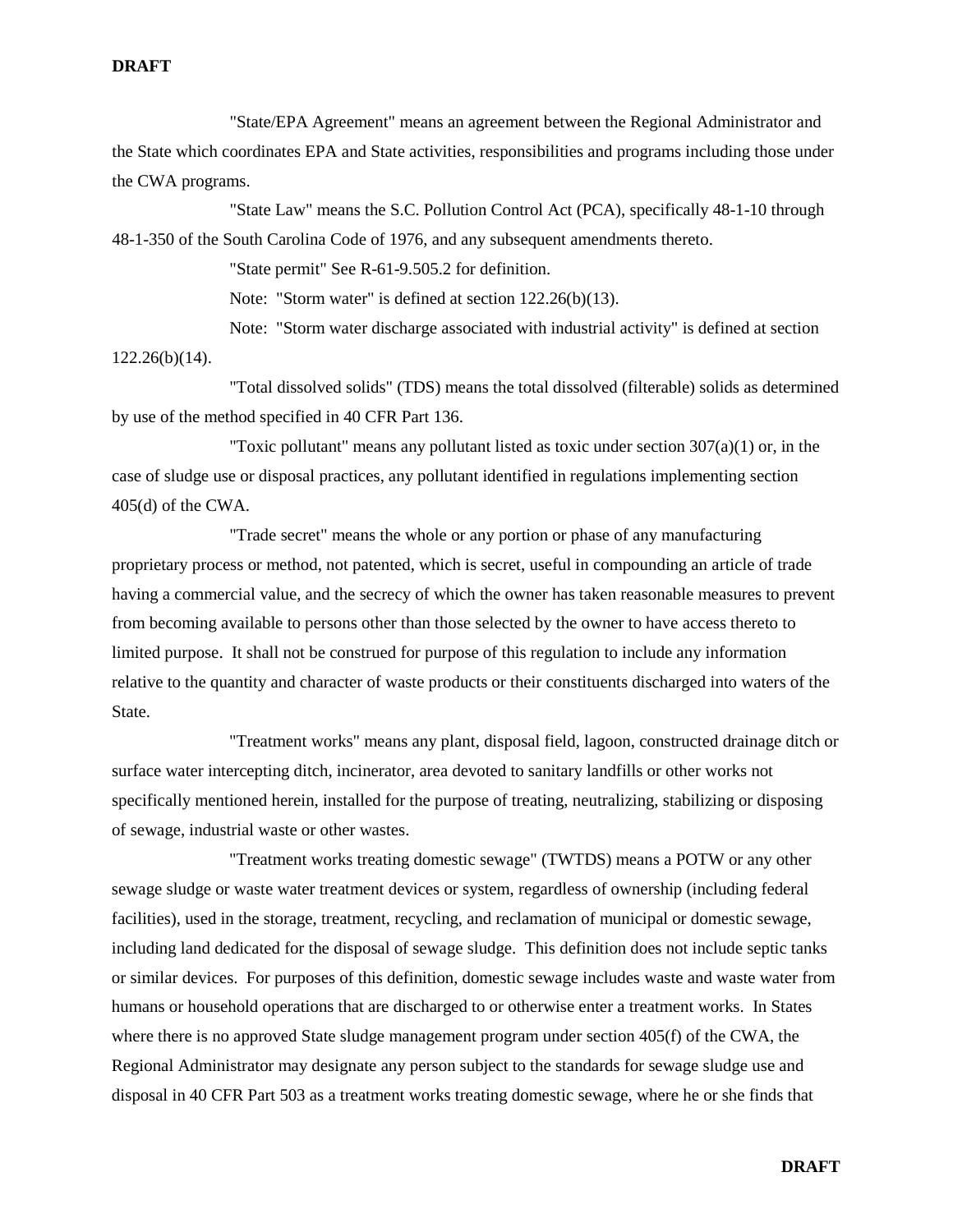"State/EPA Agreement" means an agreement between the Regional Administrator and the State which coordinates EPA and State activities, responsibilities and programs including those under the CWA programs.

"State Law" means the S.C. Pollution Control Act (PCA), specifically 48-1-10 through 48-1-350 of the South Carolina Code of 1976, and any subsequent amendments thereto.

"State permit" See R-61-9.505.2 for definition.

Note: "Storm water" is defined at section 122.26(b)(13).

Note: "Storm water discharge associated with industrial activity" is defined at section 122.26(b)(14).

"Total dissolved solids" (TDS) means the total dissolved (filterable) solids as determined by use of the method specified in 40 CFR Part 136.

"Toxic pollutant" means any pollutant listed as toxic under section 307(a)(1) or, in the case of sludge use or disposal practices, any pollutant identified in regulations implementing section 405(d) of the CWA.

"Trade secret" means the whole or any portion or phase of any manufacturing proprietary process or method, not patented, which is secret, useful in compounding an article of trade having a commercial value, and the secrecy of which the owner has taken reasonable measures to prevent from becoming available to persons other than those selected by the owner to have access thereto to limited purpose. It shall not be construed for purpose of this regulation to include any information relative to the quantity and character of waste products or their constituents discharged into waters of the State.

"Treatment works" means any plant, disposal field, lagoon, constructed drainage ditch or surface water intercepting ditch, incinerator, area devoted to sanitary landfills or other works not specifically mentioned herein, installed for the purpose of treating, neutralizing, stabilizing or disposing of sewage, industrial waste or other wastes.

"Treatment works treating domestic sewage" (TWTDS) means a POTW or any other sewage sludge or waste water treatment devices or system, regardless of ownership (including federal facilities), used in the storage, treatment, recycling, and reclamation of municipal or domestic sewage, including land dedicated for the disposal of sewage sludge. This definition does not include septic tanks or similar devices. For purposes of this definition, domestic sewage includes waste and waste water from humans or household operations that are discharged to or otherwise enter a treatment works. In States where there is no approved State sludge management program under section 405(f) of the CWA, the Regional Administrator may designate any person subject to the standards for sewage sludge use and disposal in 40 CFR Part 503 as a treatment works treating domestic sewage, where he or she finds that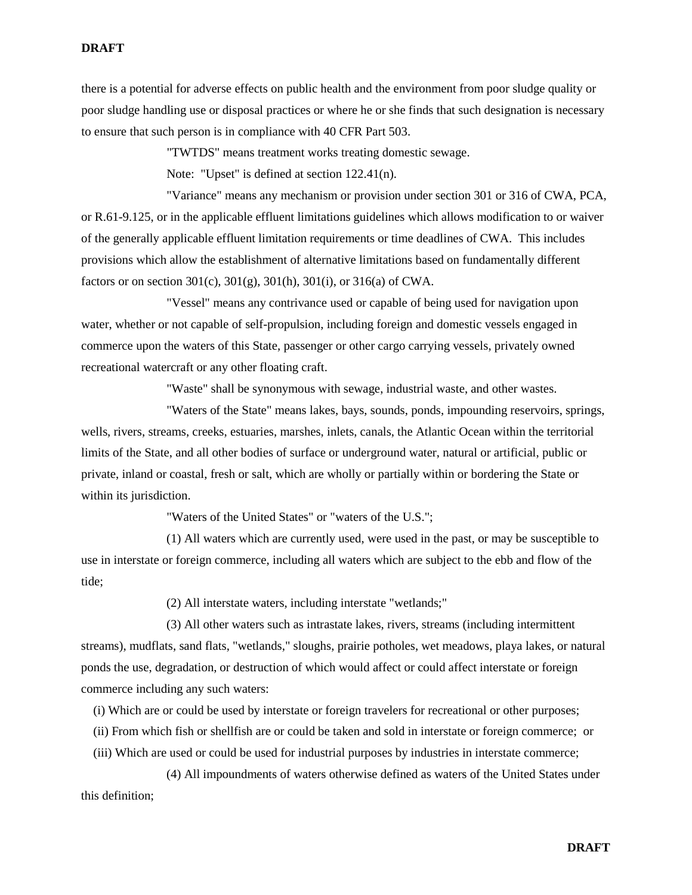there is a potential for adverse effects on public health and the environment from poor sludge quality or poor sludge handling use or disposal practices or where he or she finds that such designation is necessary to ensure that such person is in compliance with 40 CFR Part 503.

"TWTDS" means treatment works treating domestic sewage.

Note: "Upset" is defined at section 122.41(n).

"Variance" means any mechanism or provision under section 301 or 316 of CWA, PCA, or R.61-9.125, or in the applicable effluent limitations guidelines which allows modification to or waiver of the generally applicable effluent limitation requirements or time deadlines of CWA. This includes provisions which allow the establishment of alternative limitations based on fundamentally different factors or on section 301(c), 301(g), 301(h), 301(i), or 316(a) of CWA.

"Vessel" means any contrivance used or capable of being used for navigation upon water, whether or not capable of self-propulsion, including foreign and domestic vessels engaged in commerce upon the waters of this State, passenger or other cargo carrying vessels, privately owned recreational watercraft or any other floating craft.

"Waste" shall be synonymous with sewage, industrial waste, and other wastes.

"Waters of the State" means lakes, bays, sounds, ponds, impounding reservoirs, springs, wells, rivers, streams, creeks, estuaries, marshes, inlets, canals, the Atlantic Ocean within the territorial limits of the State, and all other bodies of surface or underground water, natural or artificial, public or private, inland or coastal, fresh or salt, which are wholly or partially within or bordering the State or within its jurisdiction.

"Waters of the United States" or "waters of the U.S.";

(1) All waters which are currently used, were used in the past, or may be susceptible to use in interstate or foreign commerce, including all waters which are subject to the ebb and flow of the tide;

(2) All interstate waters, including interstate "wetlands;"

(3) All other waters such as intrastate lakes, rivers, streams (including intermittent streams), mudflats, sand flats, "wetlands," sloughs, prairie potholes, wet meadows, playa lakes, or natural ponds the use, degradation, or destruction of which would affect or could affect interstate or foreign commerce including any such waters:

(i) Which are or could be used by interstate or foreign travelers for recreational or other purposes;

(ii) From which fish or shellfish are or could be taken and sold in interstate or foreign commerce; or

(iii) Which are used or could be used for industrial purposes by industries in interstate commerce;

(4) All impoundments of waters otherwise defined as waters of the United States under this definition;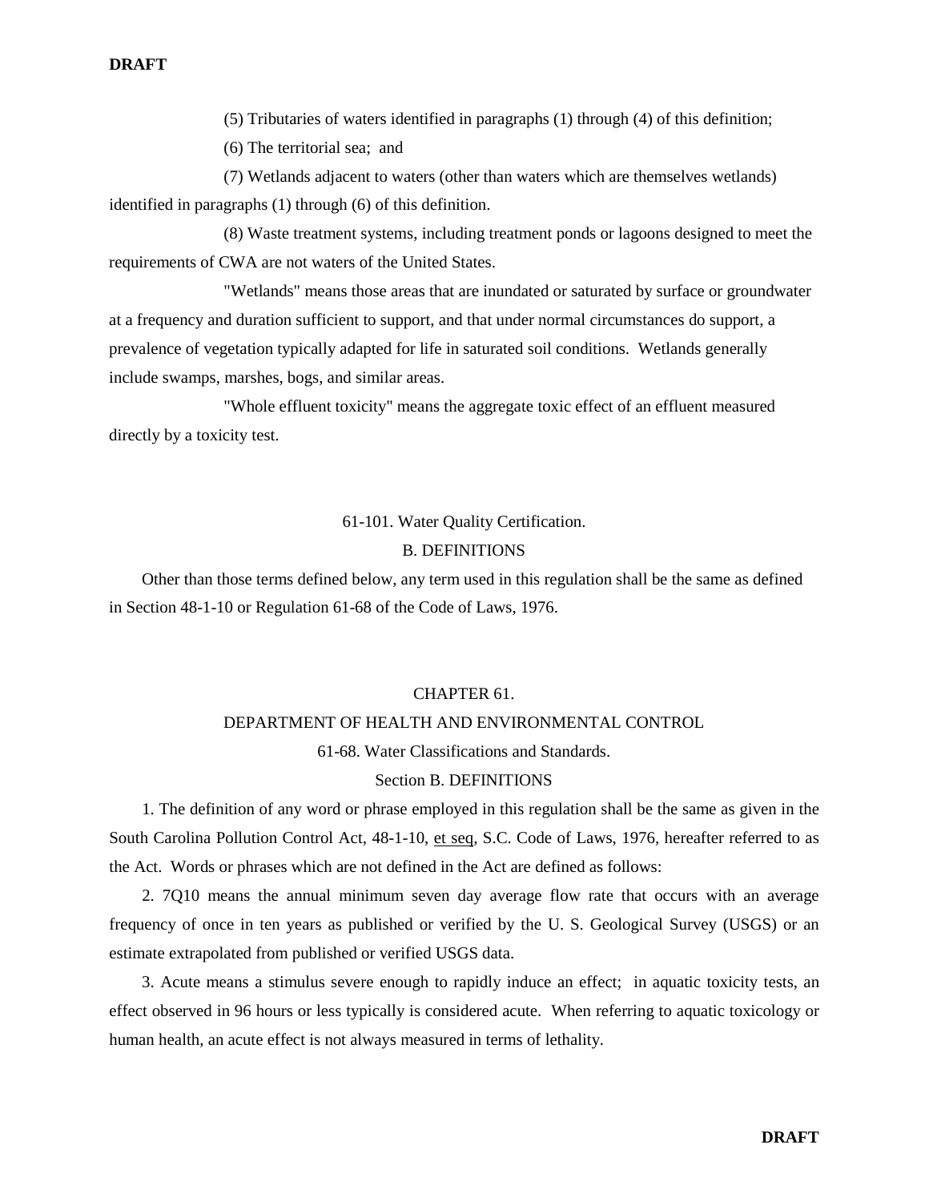(5) Tributaries of waters identified in paragraphs (1) through (4) of this definition;

(6) The territorial sea; and

(7) Wetlands adjacent to waters (other than waters which are themselves wetlands) identified in paragraphs (1) through (6) of this definition.

(8) Waste treatment systems, including treatment ponds or lagoons designed to meet the requirements of CWA are not waters of the United States.

"Wetlands" means those areas that are inundated or saturated by surface or groundwater at a frequency and duration sufficient to support, and that under normal circumstances do support, a prevalence of vegetation typically adapted for life in saturated soil conditions. Wetlands generally include swamps, marshes, bogs, and similar areas.

"Whole effluent toxicity" means the aggregate toxic effect of an effluent measured directly by a toxicity test.

61-101. Water Quality Certification.

B. DEFINITIONS

Other than those terms defined below, any term used in this regulation shall be the same as defined in Section 48-1-10 or Regulation 61-68 of the Code of Laws, 1976.

CHAPTER 61.

DEPARTMENT OF HEALTH AND ENVIRONMENTAL CONTROL

61-68. Water Classifications and Standards.

Section B. DEFINITIONS

1. The definition of any word or phrase employed in this regulation shall be the same as given in the South Carolina Pollution Control Act, 48-1-10, et seq, S.C. Code of Laws, 1976, hereafter referred to as the Act. Words or phrases which are not defined in the Act are defined as follows:

2. 7Q10 means the annual minimum seven day average flow rate that occurs with an average frequency of once in ten years as published or verified by the U. S. Geological Survey (USGS) or an estimate extrapolated from published or verified USGS data.

3. Acute means a stimulus severe enough to rapidly induce an effect; in aquatic toxicity tests, an effect observed in 96 hours or less typically is considered acute. When referring to aquatic toxicology or human health, an acute effect is not always measured in terms of lethality.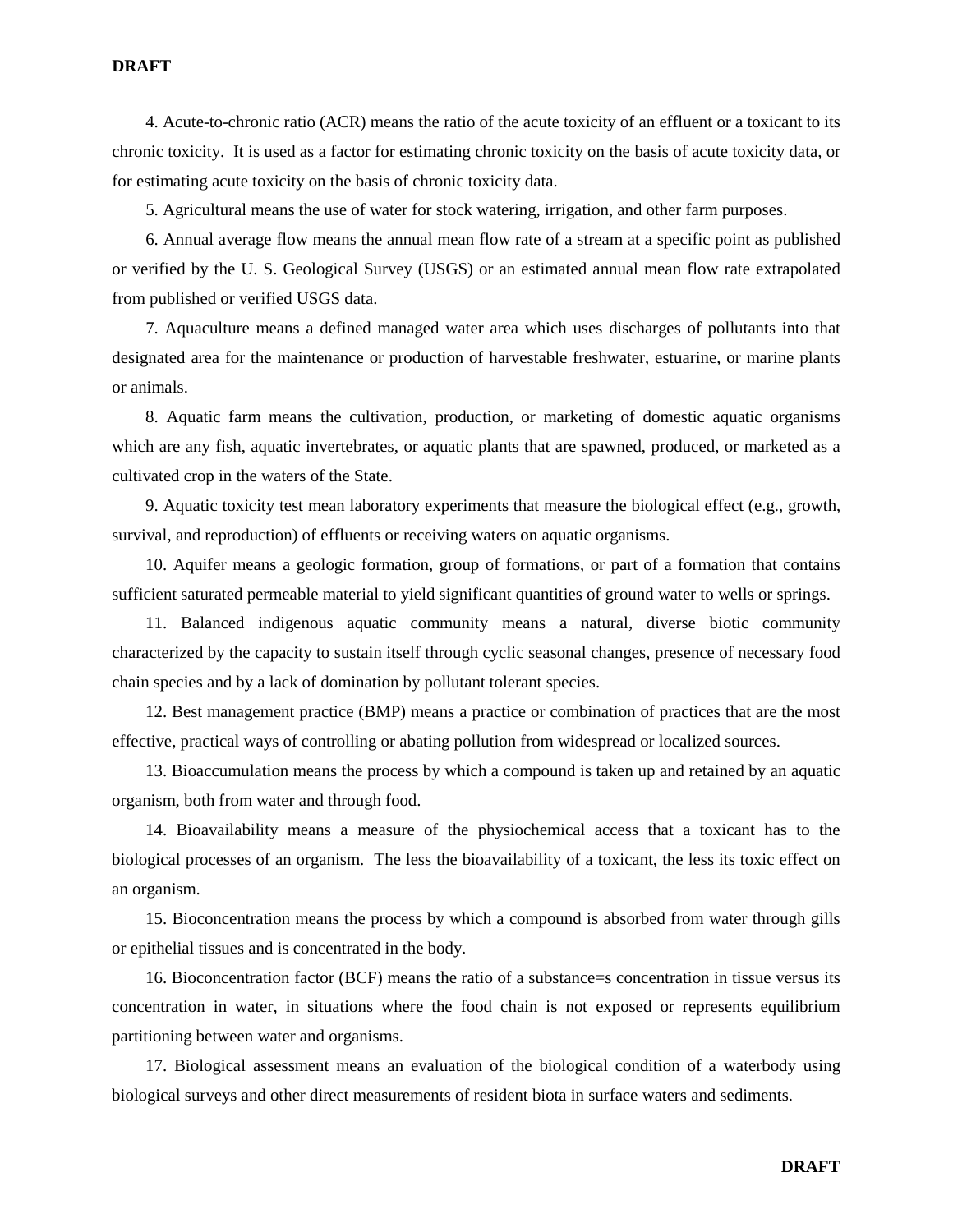4. Acute-to-chronic ratio (ACR) means the ratio of the acute toxicity of an effluent or a toxicant to its chronic toxicity. It is used as a factor for estimating chronic toxicity on the basis of acute toxicity data, or for estimating acute toxicity on the basis of chronic toxicity data.

5. Agricultural means the use of water for stock watering, irrigation, and other farm purposes.

6. Annual average flow means the annual mean flow rate of a stream at a specific point as published or verified by the U. S. Geological Survey (USGS) or an estimated annual mean flow rate extrapolated from published or verified USGS data.

7. Aquaculture means a defined managed water area which uses discharges of pollutants into that designated area for the maintenance or production of harvestable freshwater, estuarine, or marine plants or animals.

8. Aquatic farm means the cultivation, production, or marketing of domestic aquatic organisms which are any fish, aquatic invertebrates, or aquatic plants that are spawned, produced, or marketed as a cultivated crop in the waters of the State.

9. Aquatic toxicity test mean laboratory experiments that measure the biological effect (e.g., growth, survival, and reproduction) of effluents or receiving waters on aquatic organisms.

10. Aquifer means a geologic formation, group of formations, or part of a formation that contains sufficient saturated permeable material to yield significant quantities of ground water to wells or springs.

11. Balanced indigenous aquatic community means a natural, diverse biotic community characterized by the capacity to sustain itself through cyclic seasonal changes, presence of necessary food chain species and by a lack of domination by pollutant tolerant species.

12. Best management practice (BMP) means a practice or combination of practices that are the most effective, practical ways of controlling or abating pollution from widespread or localized sources.

13. Bioaccumulation means the process by which a compound is taken up and retained by an aquatic organism, both from water and through food.

14. Bioavailability means a measure of the physiochemical access that a toxicant has to the biological processes of an organism. The less the bioavailability of a toxicant, the less its toxic effect on an organism.

15. Bioconcentration means the process by which a compound is absorbed from water through gills or epithelial tissues and is concentrated in the body.

16. Bioconcentration factor (BCF) means the ratio of a substance=s concentration in tissue versus its concentration in water, in situations where the food chain is not exposed or represents equilibrium partitioning between water and organisms.

17. Biological assessment means an evaluation of the biological condition of a waterbody using biological surveys and other direct measurements of resident biota in surface waters and sediments.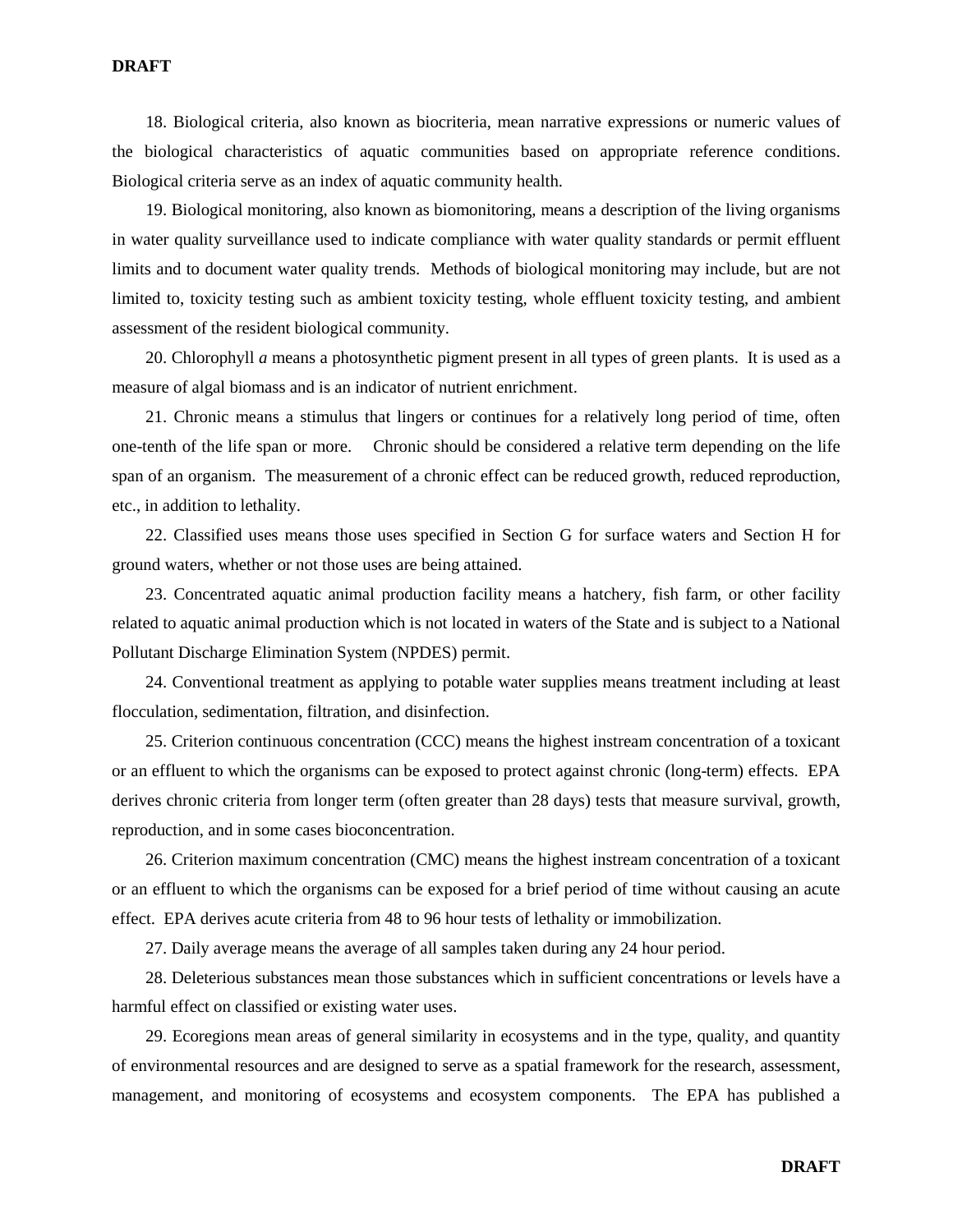18. Biological criteria, also known as biocriteria, mean narrative expressions or numeric values of the biological characteristics of aquatic communities based on appropriate reference conditions. Biological criteria serve as an index of aquatic community health.

19. Biological monitoring, also known as biomonitoring, means a description of the living organisms in water quality surveillance used to indicate compliance with water quality standards or permit effluent limits and to document water quality trends. Methods of biological monitoring may include, but are not limited to, toxicity testing such as ambient toxicity testing, whole effluent toxicity testing, and ambient assessment of the resident biological community.

20. Chlorophyll *a* means a photosynthetic pigment present in all types of green plants. It is used as a measure of algal biomass and is an indicator of nutrient enrichment.

21. Chronic means a stimulus that lingers or continues for a relatively long period of time, often one-tenth of the life span or more. Chronic should be considered a relative term depending on the life span of an organism. The measurement of a chronic effect can be reduced growth, reduced reproduction, etc., in addition to lethality.

22. Classified uses means those uses specified in Section G for surface waters and Section H for ground waters, whether or not those uses are being attained.

23. Concentrated aquatic animal production facility means a hatchery, fish farm, or other facility related to aquatic animal production which is not located in waters of the State and is subject to a National Pollutant Discharge Elimination System (NPDES) permit.

24. Conventional treatment as applying to potable water supplies means treatment including at least flocculation, sedimentation, filtration, and disinfection.

25. Criterion continuous concentration (CCC) means the highest instream concentration of a toxicant or an effluent to which the organisms can be exposed to protect against chronic (long-term) effects. EPA derives chronic criteria from longer term (often greater than 28 days) tests that measure survival, growth, reproduction, and in some cases bioconcentration.

26. Criterion maximum concentration (CMC) means the highest instream concentration of a toxicant or an effluent to which the organisms can be exposed for a brief period of time without causing an acute effect. EPA derives acute criteria from 48 to 96 hour tests of lethality or immobilization.

27. Daily average means the average of all samples taken during any 24 hour period.

28. Deleterious substances mean those substances which in sufficient concentrations or levels have a harmful effect on classified or existing water uses.

29. Ecoregions mean areas of general similarity in ecosystems and in the type, quality, and quantity of environmental resources and are designed to serve as a spatial framework for the research, assessment, management, and monitoring of ecosystems and ecosystem components. The EPA has published a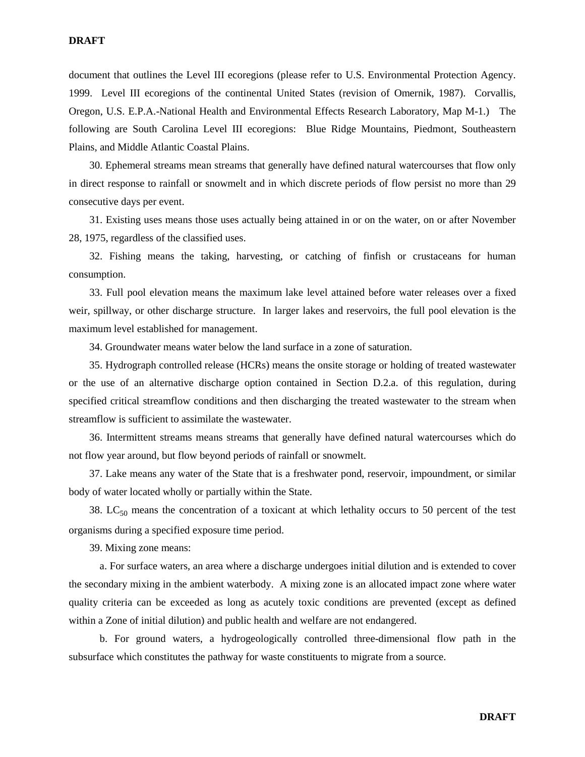document that outlines the Level III ecoregions (please refer to U.S. Environmental Protection Agency. 1999. Level III ecoregions of the continental United States (revision of Omernik, 1987). Corvallis, Oregon, U.S. E.P.A.-National Health and Environmental Effects Research Laboratory, Map M-1.) The following are South Carolina Level III ecoregions: Blue Ridge Mountains, Piedmont, Southeastern Plains, and Middle Atlantic Coastal Plains.

30. Ephemeral streams mean streams that generally have defined natural watercourses that flow only in direct response to rainfall or snowmelt and in which discrete periods of flow persist no more than 29 consecutive days per event.

31. Existing uses means those uses actually being attained in or on the water, on or after November 28, 1975, regardless of the classified uses.

32. Fishing means the taking, harvesting, or catching of finfish or crustaceans for human consumption.

33. Full pool elevation means the maximum lake level attained before water releases over a fixed weir, spillway, or other discharge structure. In larger lakes and reservoirs, the full pool elevation is the maximum level established for management.

34. Groundwater means water below the land surface in a zone of saturation.

35. Hydrograph controlled release (HCRs) means the onsite storage or holding of treated wastewater or the use of an alternative discharge option contained in Section D.2.a. of this regulation, during specified critical streamflow conditions and then discharging the treated wastewater to the stream when streamflow is sufficient to assimilate the wastewater.

36. Intermittent streams means streams that generally have defined natural watercourses which do not flow year around, but flow beyond periods of rainfall or snowmelt.

37. Lake means any water of the State that is a freshwater pond, reservoir, impoundment, or similar body of water located wholly or partially within the State.

38. $LC_{50}$ means the concentration of a toxicant at which lethality occurs to 50 percent of the test organisms during a specified exposure time period.

39. Mixing zone means:

a. For surface waters, an area where a discharge undergoes initial dilution and is extended to cover the secondary mixing in the ambient waterbody. A mixing zone is an allocated impact zone where water quality criteria can be exceeded as long as acutely toxic conditions are prevented (except as defined within a Zone of initial dilution) and public health and welfare are not endangered.

b. For ground waters, a hydrogeologically controlled three-dimensional flow path in the subsurface which constitutes the pathway for waste constituents to migrate from a source.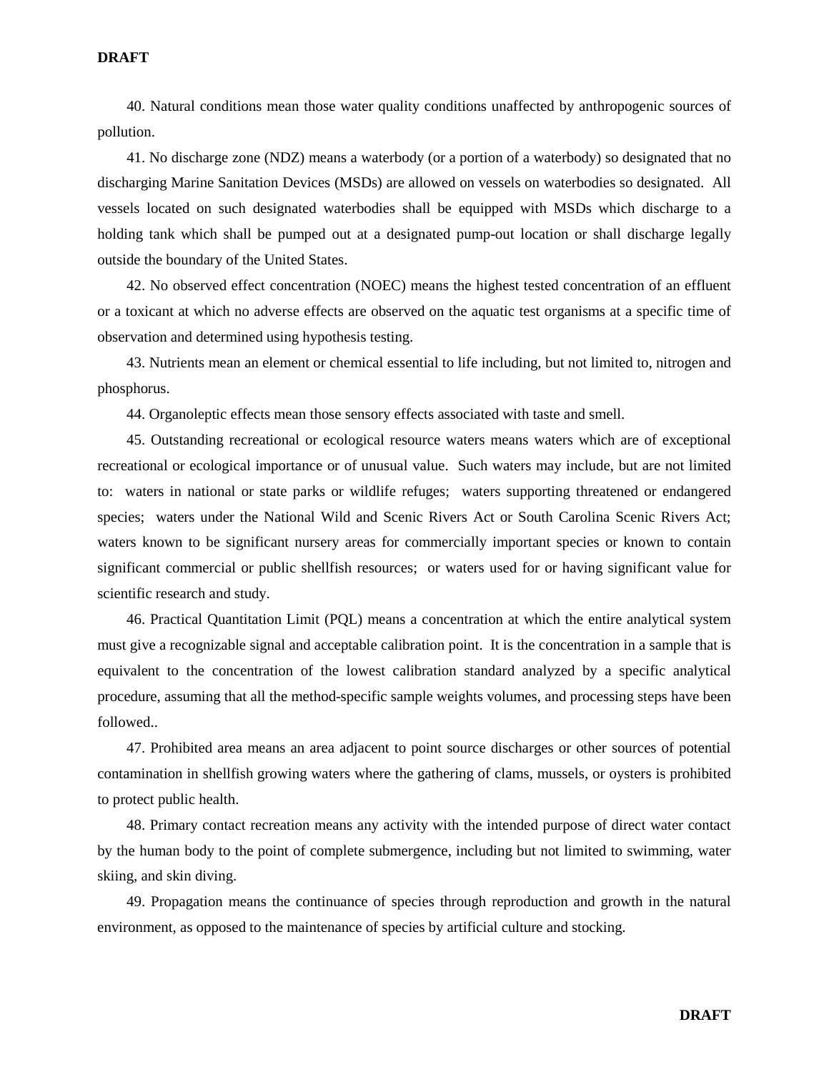40. Natural conditions mean those water quality conditions unaffected by anthropogenic sources of pollution.

41. No discharge zone (NDZ) means a waterbody (or a portion of a waterbody) so designated that no discharging Marine Sanitation Devices (MSDs) are allowed on vessels on waterbodies so designated. All vessels located on such designated waterbodies shall be equipped with MSDs which discharge to a holding tank which shall be pumped out at a designated pump-out location or shall discharge legally outside the boundary of the United States.

42. No observed effect concentration (NOEC) means the highest tested concentration of an effluent or a toxicant at which no adverse effects are observed on the aquatic test organisms at a specific time of observation and determined using hypothesis testing.

43. Nutrients mean an element or chemical essential to life including, but not limited to, nitrogen and phosphorus.

44. Organoleptic effects mean those sensory effects associated with taste and smell.

45. Outstanding recreational or ecological resource waters means waters which are of exceptional recreational or ecological importance or of unusual value. Such waters may include, but are not limited to: waters in national or state parks or wildlife refuges; waters supporting threatened or endangered species; waters under the National Wild and Scenic Rivers Act or South Carolina Scenic Rivers Act; waters known to be significant nursery areas for commercially important species or known to contain significant commercial or public shellfish resources; or waters used for or having significant value for scientific research and study.

46. Practical Quantitation Limit (PQL) means a concentration at which the entire analytical system must give a recognizable signal and acceptable calibration point. It is the concentration in a sample that is equivalent to the concentration of the lowest calibration standard analyzed by a specific analytical procedure, assuming that all the method-specific sample weights volumes, and processing steps have been followed..

47. Prohibited area means an area adjacent to point source discharges or other sources of potential contamination in shellfish growing waters where the gathering of clams, mussels, or oysters is prohibited to protect public health.

48. Primary contact recreation means any activity with the intended purpose of direct water contact by the human body to the point of complete submergence, including but not limited to swimming, water skiing, and skin diving.

49. Propagation means the continuance of species through reproduction and growth in the natural environment, as opposed to the maintenance of species by artificial culture and stocking.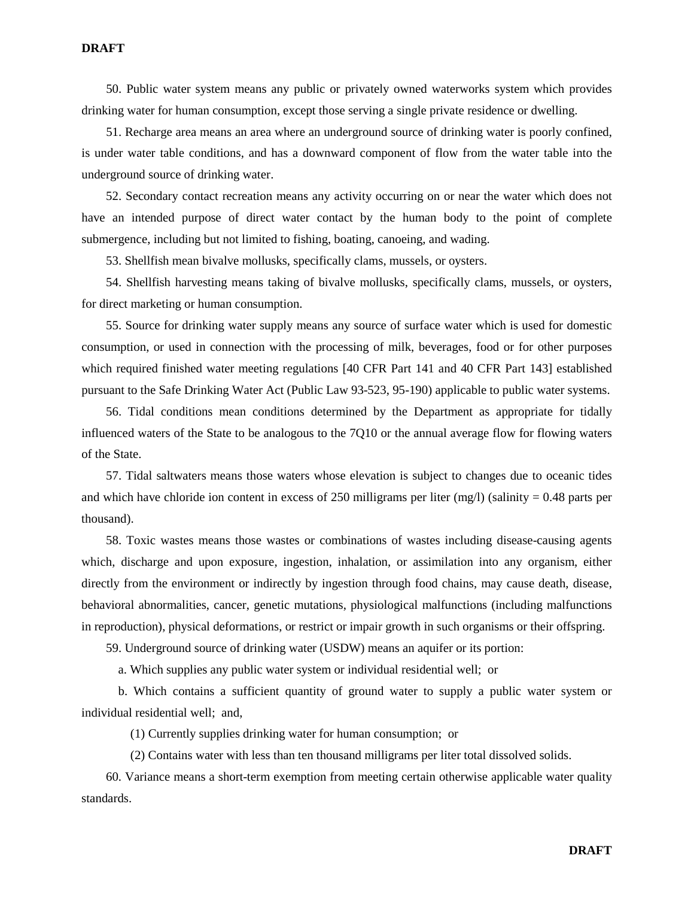50. Public water system means any public or privately owned waterworks system which provides drinking water for human consumption, except those serving a single private residence or dwelling.

51. Recharge area means an area where an underground source of drinking water is poorly confined, is under water table conditions, and has a downward component of flow from the water table into the underground source of drinking water.

52. Secondary contact recreation means any activity occurring on or near the water which does not have an intended purpose of direct water contact by the human body to the point of complete submergence, including but not limited to fishing, boating, canoeing, and wading.

53. Shellfish mean bivalve mollusks, specifically clams, mussels, or oysters.

54. Shellfish harvesting means taking of bivalve mollusks, specifically clams, mussels, or oysters, for direct marketing or human consumption.

55. Source for drinking water supply means any source of surface water which is used for domestic consumption, or used in connection with the processing of milk, beverages, food or for other purposes which required finished water meeting regulations [40 CFR Part 141 and 40 CFR Part 143] established pursuant to the Safe Drinking Water Act (Public Law 93-523, 95-190) applicable to public water systems.

56. Tidal conditions mean conditions determined by the Department as appropriate for tidally influenced waters of the State to be analogous to the 7Q10 or the annual average flow for flowing waters of the State.

57. Tidal saltwaters means those waters whose elevation is subject to changes due to oceanic tides and which have chloride ion content in excess of 250 milligrams per liter (mg/l) (salinity = 0.48 parts per thousand).

58. Toxic wastes means those wastes or combinations of wastes including disease-causing agents which, discharge and upon exposure, ingestion, inhalation, or assimilation into any organism, either directly from the environment or indirectly by ingestion through food chains, may cause death, disease, behavioral abnormalities, cancer, genetic mutations, physiological malfunctions (including malfunctions in reproduction), physical deformations, or restrict or impair growth in such organisms or their offspring.

59. Underground source of drinking water (USDW) means an aquifer or its portion:

a. Which supplies any public water system or individual residential well; or

b. Which contains a sufficient quantity of ground water to supply a public water system or individual residential well; and,

(1) Currently supplies drinking water for human consumption; or

(2) Contains water with less than ten thousand milligrams per liter total dissolved solids.

60. Variance means a short-term exemption from meeting certain otherwise applicable water quality standards.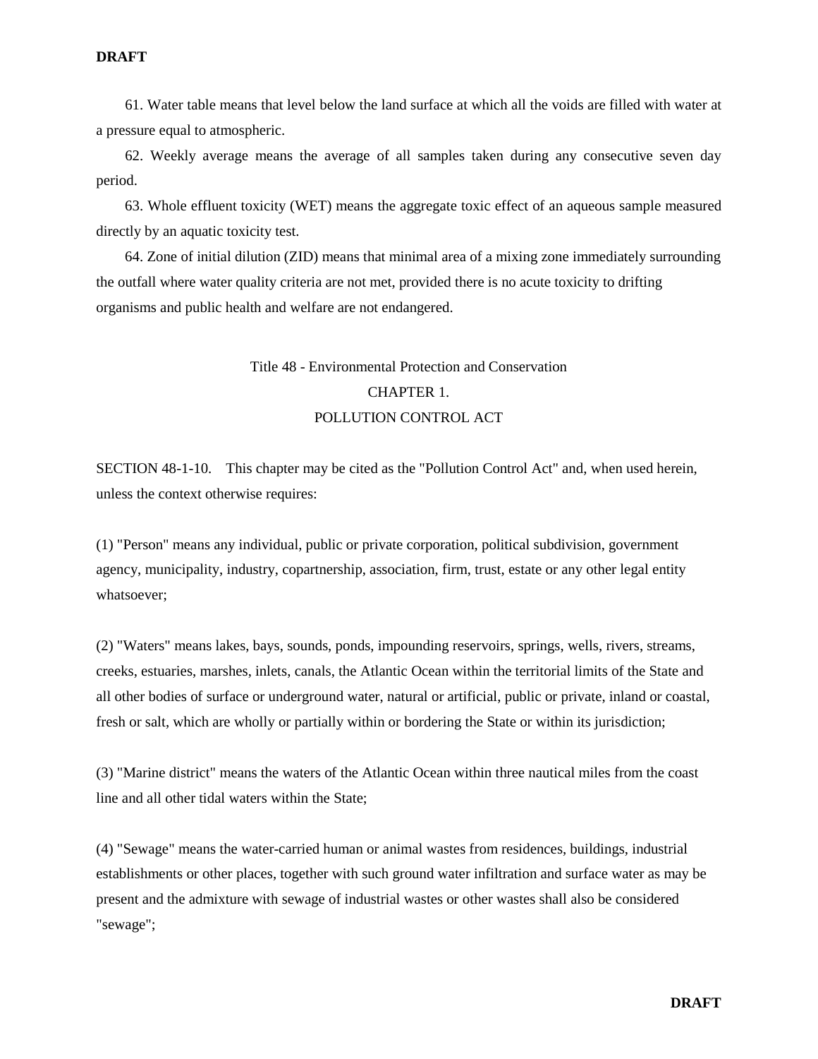61. Water table means that level below the land surface at which all the voids are filled with water at a pressure equal to atmospheric.

62. Weekly average means the average of all samples taken during any consecutive seven day period.

63. Whole effluent toxicity (WET) means the aggregate toxic effect of an aqueous sample measured directly by an aquatic toxicity test.

64. Zone of initial dilution (ZID) means that minimal area of a mixing zone immediately surrounding the outfall where water quality criteria are not met, provided there is no acute toxicity to drifting organisms and public health and welfare are not endangered.

## Title 48 - Environmental Protection and Conservation

## CHAPTER 1.

## POLLUTION CONTROL ACT

SECTION 48-1-10. This chapter may be cited as the "Pollution Control Act" and, when used herein, unless the context otherwise requires:

(1) "Person" means any individual, public or private corporation, political subdivision, government agency, municipality, industry, copartnership, association, firm, trust, estate or any other legal entity whatsoever;

(2) "Waters" means lakes, bays, sounds, ponds, impounding reservoirs, springs, wells, rivers, streams, creeks, estuaries, marshes, inlets, canals, the Atlantic Ocean within the territorial limits of the State and all other bodies of surface or underground water, natural or artificial, public or private, inland or coastal, fresh or salt, which are wholly or partially within or bordering the State or within its jurisdiction;

(3) "Marine district" means the waters of the Atlantic Ocean within three nautical miles from the coast line and all other tidal waters within the State;

(4) "Sewage" means the water-carried human or animal wastes from residences, buildings, industrial establishments or other places, together with such ground water infiltration and surface water as may be present and the admixture with sewage of industrial wastes or other wastes shall also be considered "sewage";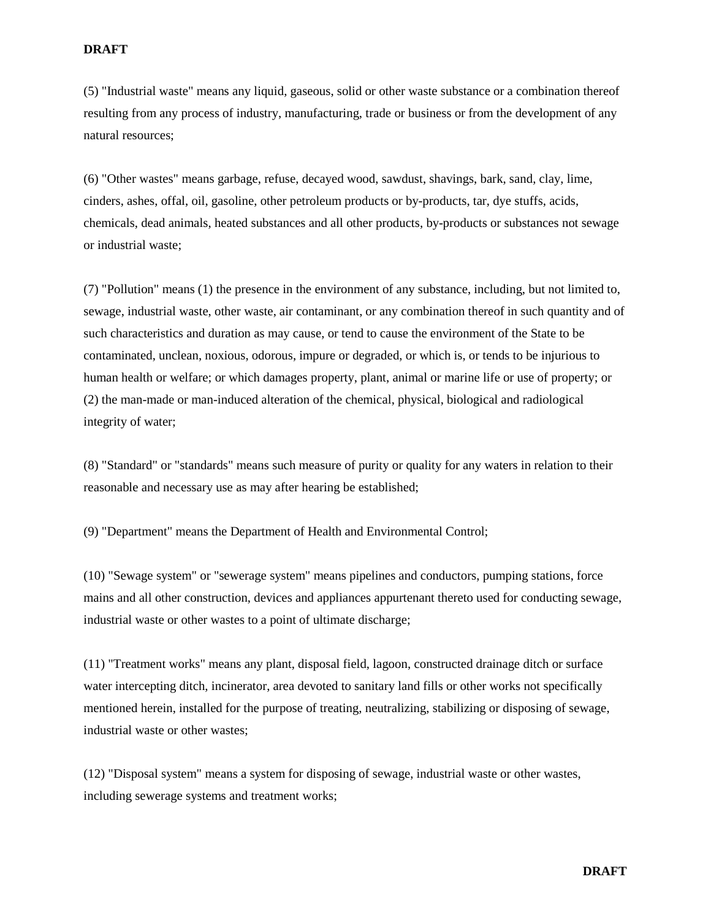(5) "Industrial waste" means any liquid, gaseous, solid or other waste substance or a combination thereof resulting from any process of industry, manufacturing, trade or business or from the development of any natural resources;

(6) "Other wastes" means garbage, refuse, decayed wood, sawdust, shavings, bark, sand, clay, lime, cinders, ashes, offal, oil, gasoline, other petroleum products or by-products, tar, dye stuffs, acids, chemicals, dead animals, heated substances and all other products, by-products or substances not sewage or industrial waste;

(7) "Pollution" means (1) the presence in the environment of any substance, including, but not limited to, sewage, industrial waste, other waste, air contaminant, or any combination thereof in such quantity and of such characteristics and duration as may cause, or tend to cause the environment of the State to be contaminated, unclean, noxious, odorous, impure or degraded, or which is, or tends to be injurious to human health or welfare; or which damages property, plant, animal or marine life or use of property; or (2) the man-made or man-induced alteration of the chemical, physical, biological and radiological integrity of water;

(8) "Standard" or "standards" means such measure of purity or quality for any waters in relation to their reasonable and necessary use as may after hearing be established;

(9) "Department" means the Department of Health and Environmental Control;

(10) "Sewage system" or "sewerage system" means pipelines and conductors, pumping stations, force mains and all other construction, devices and appliances appurtenant thereto used for conducting sewage, industrial waste or other wastes to a point of ultimate discharge;

(11) "Treatment works" means any plant, disposal field, lagoon, constructed drainage ditch or surface water intercepting ditch, incinerator, area devoted to sanitary land fills or other works not specifically mentioned herein, installed for the purpose of treating, neutralizing, stabilizing or disposing of sewage, industrial waste or other wastes;

(12) "Disposal system" means a system for disposing of sewage, industrial waste or other wastes, including sewerage systems and treatment works;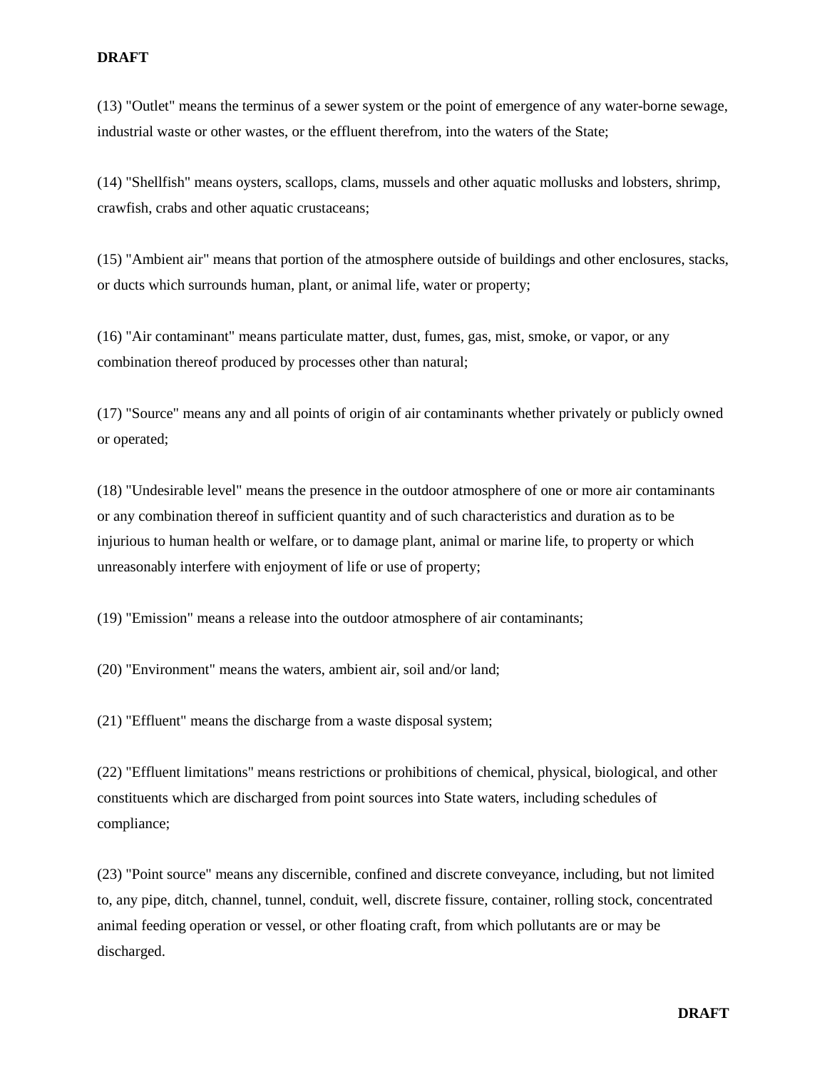(13) "Outlet" means the terminus of a sewer system or the point of emergence of any water-borne sewage, industrial waste or other wastes, or the effluent therefrom, into the waters of the State;

(14) "Shellfish" means oysters, scallops, clams, mussels and other aquatic mollusks and lobsters, shrimp, crawfish, crabs and other aquatic crustaceans;

(15) "Ambient air" means that portion of the atmosphere outside of buildings and other enclosures, stacks, or ducts which surrounds human, plant, or animal life, water or property;

(16) "Air contaminant" means particulate matter, dust, fumes, gas, mist, smoke, or vapor, or any combination thereof produced by processes other than natural;

(17) "Source" means any and all points of origin of air contaminants whether privately or publicly owned or operated;

(18) "Undesirable level" means the presence in the outdoor atmosphere of one or more air contaminants or any combination thereof in sufficient quantity and of such characteristics and duration as to be injurious to human health or welfare, or to damage plant, animal or marine life, to property or which unreasonably interfere with enjoyment of life or use of property;

(19) "Emission" means a release into the outdoor atmosphere of air contaminants;

(20) "Environment" means the waters, ambient air, soil and/or land;

(21) "Effluent" means the discharge from a waste disposal system;

(22) "Effluent limitations" means restrictions or prohibitions of chemical, physical, biological, and other constituents which are discharged from point sources into State waters, including schedules of compliance;

(23) "Point source" means any discernible, confined and discrete conveyance, including, but not limited to, any pipe, ditch, channel, tunnel, conduit, well, discrete fissure, container, rolling stock, concentrated animal feeding operation or vessel, or other floating craft, from which pollutants are or may be discharged.